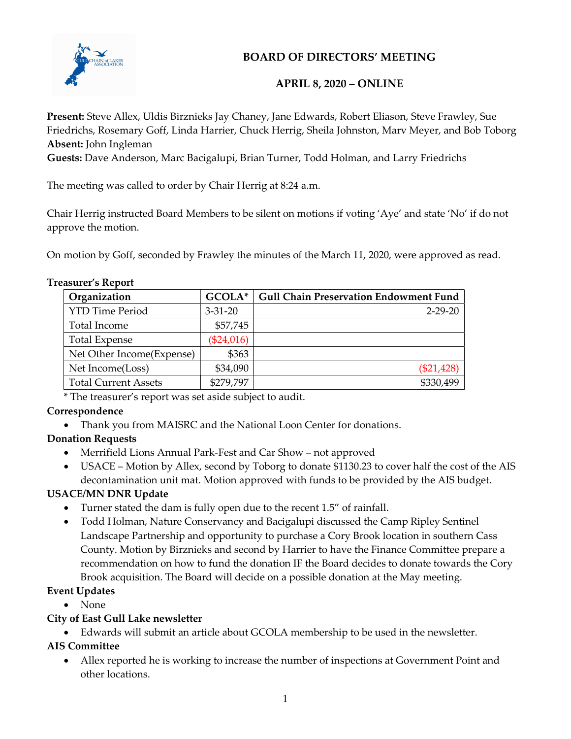# BOARD OF DIRECTORS' MEETING

## APRIL 8, 2020 – ONLINE

**Present:** Steve Allex, Uldis Birznieks Jay Chaney, Jane Edwards, Robert Eliason, Steve Frawley, Sue Friedrichs, Rosemary Goff, Linda Harrier, Chuck Herrig, Sheila Johnston, Marv Meyer, and Bob Toborg
**Absent:** John Ingleman
**Guests:** Dave Anderson, Marc Bacigalupi, Brian Turner, Todd Holman, and Larry Friedrichs

The meeting was called to order by Chair Herrig at 8:24 a.m.

Chair Herrig instructed Board Members to be silent on motions if voting 'Aye' and state 'No' if do not approve the motion.

On motion by Goff, seconded by Frawley the minutes of the March 11, 2020, were approved as read.

**Treasurer's Report**

| Organization | GCOLA* | Gull Chain Preservation Endowment Fund |
|---|---|---|
| YTD Time Period | 3-31-20 | 2-29-20 |
| Total Income | $57,745 | |
| Total Expense | ($24,016) | |
| Net Other Income(Expense) | $363 | |
| Net Income(Loss) | $34,090 | ($21,428) |
| Total Current Assets | $279,797 | $330,499 |

\* The treasurer's report was set aside subject to audit.

**Correspondence**

- Thank you from MAISRC and the National Loon Center for donations.

**Donation Requests**

- Merrifield Lions Annual Park-Fest and Car Show – not approved
- USACE – Motion by Allex, second by Toborg to donate $1130.23 to cover half the cost of the AIS decontamination unit mat. Motion approved with funds to be provided by the AIS budget.

**USACE/MN DNR Update**

- Turner stated the dam is fully open due to the recent 1.5" of rainfall.
- Todd Holman, Nature Conservancy and Bacigalupi discussed the Camp Ripley Sentinel Landscape Partnership and opportunity to purchase a Cory Brook location in southern Cass County. Motion by Birznieks and second by Harrier to have the Finance Committee prepare a recommendation on how to fund the donation IF the Board decides to donate towards the Cory Brook acquisition. The Board will decide on a possible donation at the May meeting.

**Event Updates**

- None

**City of East Gull Lake newsletter**

- Edwards will submit an article about GCOLA membership to be used in the newsletter.

**AIS Committee**

- Allex reported he is working to increase the number of inspections at Government Point and other locations.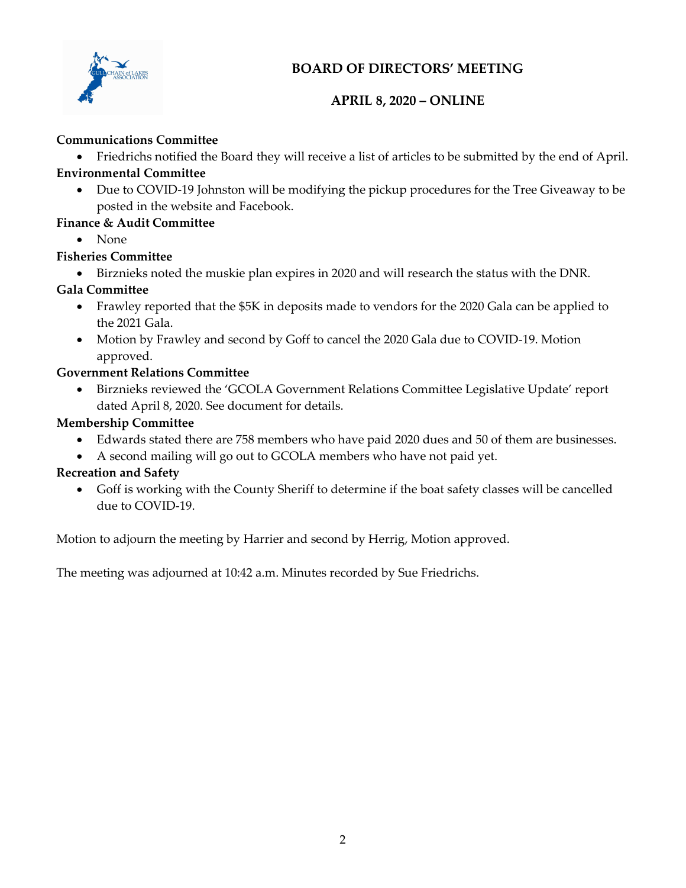# BOARD OF DIRECTORS' MEETING

## APRIL 8, 2020 – ONLINE

**Communications Committee**

- Friedrichs notified the Board they will receive a list of articles to be submitted by the end of April.

**Environmental Committee**

- Due to COVID-19 Johnston will be modifying the pickup procedures for the Tree Giveaway to be posted in the website and Facebook.

**Finance & Audit Committee**

- None

**Fisheries Committee**

- Birznieks noted the muskie plan expires in 2020 and will research the status with the DNR.

**Gala Committee**

- Frawley reported that the $5K in deposits made to vendors for the 2020 Gala can be applied to the 2021 Gala.
- Motion by Frawley and second by Goff to cancel the 2020 Gala due to COVID-19. Motion approved.

**Government Relations Committee**

- Birznieks reviewed the 'GCOLA Government Relations Committee Legislative Update' report dated April 8, 2020. See document for details.

**Membership Committee**

- Edwards stated there are 758 members who have paid 2020 dues and 50 of them are businesses.
- A second mailing will go out to GCOLA members who have not paid yet.

**Recreation and Safety**

- Goff is working with the County Sheriff to determine if the boat safety classes will be cancelled due to COVID-19.

Motion to adjourn the meeting by Harrier and second by Herrig, Motion approved.

The meeting was adjourned at 10:42 a.m. Minutes recorded by Sue Friedrichs.